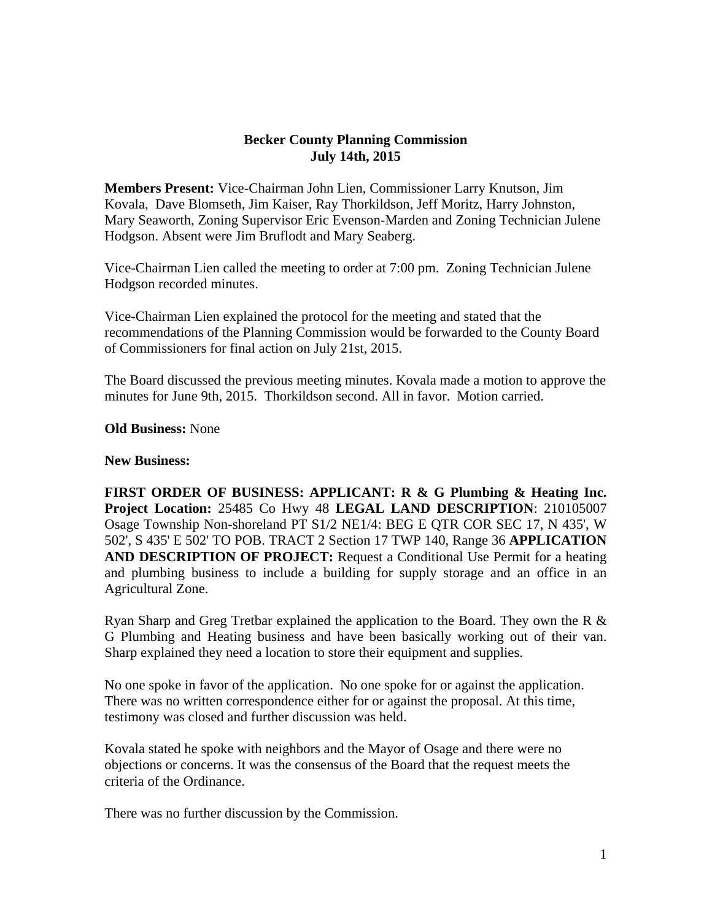**Becker County Planning Commission**
**July 14th, 2015**

**Members Present:** Vice-Chairman John Lien, Commissioner Larry Knutson, Jim Kovala, Dave Blomseth, Jim Kaiser, Ray Thorkildson, Jeff Moritz, Harry Johnston, Mary Seaworth, Zoning Supervisor Eric Evenson-Marden and Zoning Technician Julene Hodgson. Absent were Jim Bruflodt and Mary Seaberg.

Vice-Chairman Lien called the meeting to order at 7:00 pm. Zoning Technician Julene Hodgson recorded minutes.

Vice-Chairman Lien explained the protocol for the meeting and stated that the recommendations of the Planning Commission would be forwarded to the County Board of Commissioners for final action on July 21st, 2015.

The Board discussed the previous meeting minutes. Kovala made a motion to approve the minutes for June 9th, 2015. Thorkildson second. All in favor. Motion carried.

**Old Business:** None

**New Business:**

**FIRST ORDER OF BUSINESS: APPLICANT: R & G Plumbing & Heating Inc. Project Location:** 25485 Co Hwy 48 **LEGAL LAND DESCRIPTION**: 210105007 Osage Township Non-shoreland PT S1/2 NE1/4: BEG E QTR COR SEC 17, N 435', W 502', S 435' E 502' TO POB. TRACT 2 Section 17 TWP 140, Range 36 **APPLICATION AND DESCRIPTION OF PROJECT:** Request a Conditional Use Permit for a heating and plumbing business to include a building for supply storage and an office in an Agricultural Zone.

Ryan Sharp and Greg Tretbar explained the application to the Board. They own the R & G Plumbing and Heating business and have been basically working out of their van. Sharp explained they need a location to store their equipment and supplies.

No one spoke in favor of the application. No one spoke for or against the application. There was no written correspondence either for or against the proposal. At this time, testimony was closed and further discussion was held.

Kovala stated he spoke with neighbors and the Mayor of Osage and there were no objections or concerns. It was the consensus of the Board that the request meets the criteria of the Ordinance.

There was no further discussion by the Commission.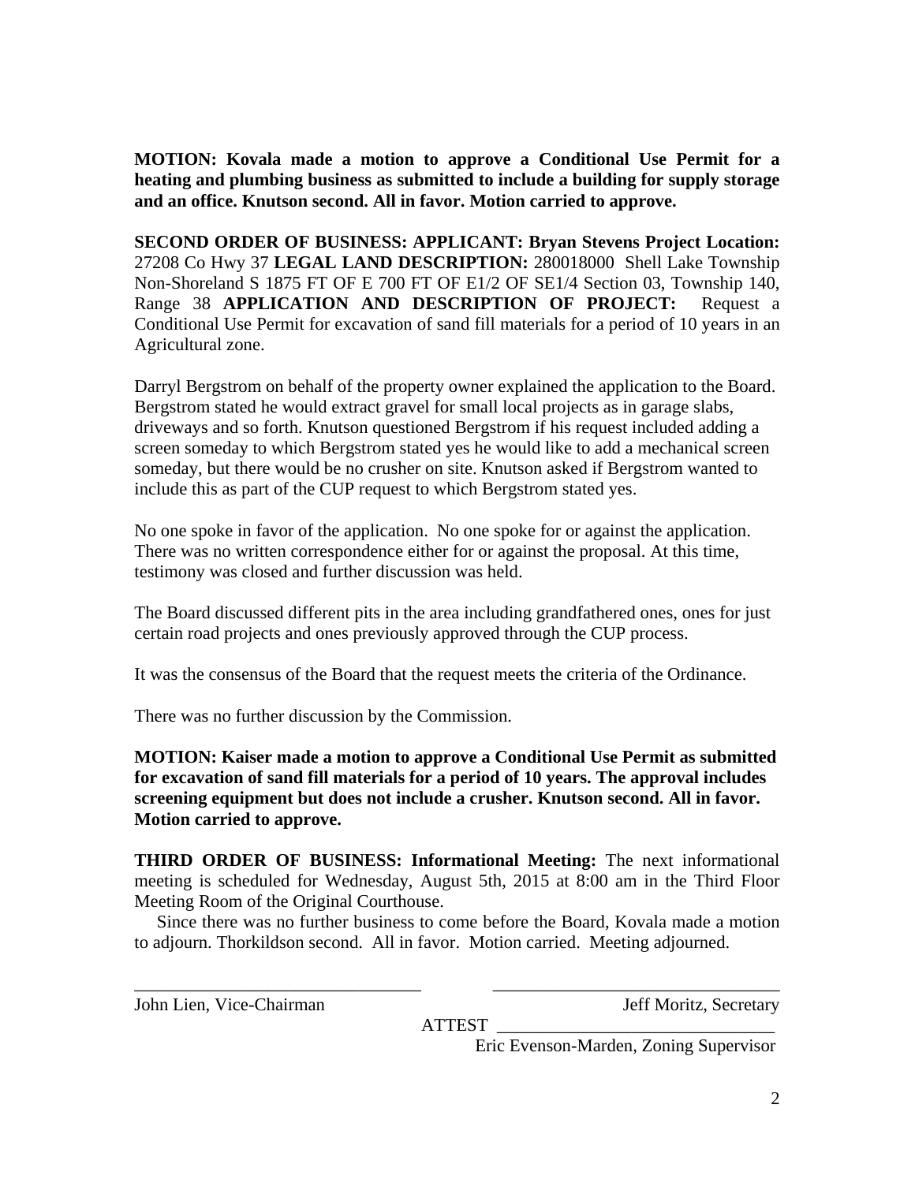**MOTION: Kovala made a motion to approve a Conditional Use Permit for a heating and plumbing business as submitted to include a building for supply storage and an office. Knutson second. All in favor. Motion carried to approve.**

**SECOND ORDER OF BUSINESS: APPLICANT: Bryan Stevens Project Location:** 27208 Co Hwy 37 **LEGAL LAND DESCRIPTION:** 280018000 Shell Lake Township Non-Shoreland S 1875 FT OF E 700 FT OF E1/2 OF SE1/4 Section 03, Township 140, Range 38 **APPLICATION AND DESCRIPTION OF PROJECT:** Request a Conditional Use Permit for excavation of sand fill materials for a period of 10 years in an Agricultural zone.

Darryl Bergstrom on behalf of the property owner explained the application to the Board. Bergstrom stated he would extract gravel for small local projects as in garage slabs, driveways and so forth. Knutson questioned Bergstrom if his request included adding a screen someday to which Bergstrom stated yes he would like to add a mechanical screen someday, but there would be no crusher on site. Knutson asked if Bergstrom wanted to include this as part of the CUP request to which Bergstrom stated yes.

No one spoke in favor of the application. No one spoke for or against the application. There was no written correspondence either for or against the proposal. At this time, testimony was closed and further discussion was held.

The Board discussed different pits in the area including grandfathered ones, ones for just certain road projects and ones previously approved through the CUP process.

It was the consensus of the Board that the request meets the criteria of the Ordinance.

There was no further discussion by the Commission.

**MOTION: Kaiser made a motion to approve a Conditional Use Permit as submitted for excavation of sand fill materials for a period of 10 years. The approval includes screening equipment but does not include a crusher. Knutson second. All in favor. Motion carried to approve.**

**THIRD ORDER OF BUSINESS: Informational Meeting:** The next informational meeting is scheduled for Wednesday, August 5th, 2015 at 8:00 am in the Third Floor Meeting Room of the Original Courthouse.

Since there was no further business to come before the Board, Kovala made a motion to adjourn. Thorkildson second. All in favor. Motion carried. Meeting adjourned.

\_\_\_\_\_\_\_\_\_\_\_\_\_\_\_\_\_\_\_\_\_\_\_\_\_\_\_\_\_\_\_\_ \_\_\_\_\_\_\_\_\_\_\_\_\_\_\_\_\_\_\_\_\_\_\_\_\_\_\_\_\_\_\_\_

John Lien, Vice-Chairman Jeff Moritz, Secretary

ATTEST \_\_\_\_\_\_\_\_\_\_\_\_\_\_\_\_\_\_\_\_\_\_\_\_\_\_\_\_\_\_\_

Eric Evenson-Marden, Zoning Supervisor